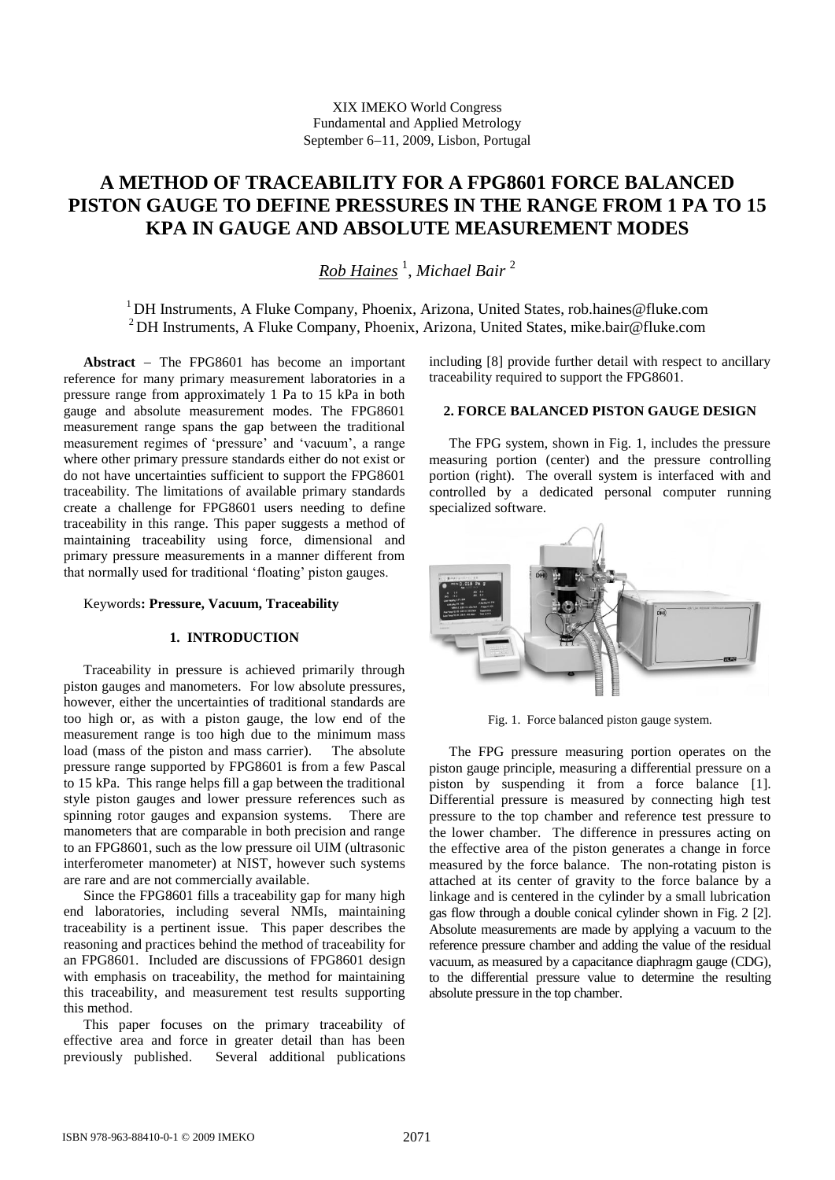XIX IMEKO World Congress
Fundamental and Applied Metrology
September 6−11, 2009, Lisbon, Portugal

# A METHOD OF TRACEABILITY FOR A FPG8601 FORCE BALANCED PISTON GAUGE TO DEFINE PRESSURES IN THE RANGE FROM 1 PA TO 15 KPA IN GAUGE AND ABSOLUTE MEASUREMENT MODES

*Rob Haines* [1], *Michael Bair* [2]

[1] DH Instruments, A Fluke Company, Phoenix, Arizona, United States, rob.haines@fluke.com
[2] DH Instruments, A Fluke Company, Phoenix, Arizona, United States, mike.bair@fluke.com

**Abstract** − The FPG8601 has become an important reference for many primary measurement laboratories in a pressure range from approximately 1 Pa to 15 kPa in both gauge and absolute measurement modes. The FPG8601 measurement range spans the gap between the traditional measurement regimes of 'pressure' and 'vacuum', a range where other primary pressure standards either do not exist or do not have uncertainties sufficient to support the FPG8601 traceability. The limitations of available primary standards create a challenge for FPG8601 users needing to define traceability in this range. This paper suggests a method of maintaining traceability using force, dimensional and primary pressure measurements in a manner different from that normally used for traditional 'floating' piston gauges.

Keywords**: Pressure, Vacuum, Traceability**

## 1. INTRODUCTION

Traceability in pressure is achieved primarily through piston gauges and manometers. For low absolute pressures, however, either the uncertainties of traditional standards are too high or, as with a piston gauge, the low end of the measurement range is too high due to the minimum mass load (mass of the piston and mass carrier). The absolute pressure range supported by FPG8601 is from a few Pascal to 15 kPa. This range helps fill a gap between the traditional style piston gauges and lower pressure references such as spinning rotor gauges and expansion systems. There are manometers that are comparable in both precision and range to an FPG8601, such as the low pressure oil UIM (ultrasonic interferometer manometer) at NIST, however such systems are rare and are not commercially available.

Since the FPG8601 fills a traceability gap for many high end laboratories, including several NMIs, maintaining traceability is a pertinent issue. This paper describes the reasoning and practices behind the method of traceability for an FPG8601. Included are discussions of FPG8601 design with emphasis on traceability, the method for maintaining this traceability, and measurement test results supporting this method.

This paper focuses on the primary traceability of effective area and force in greater detail than has been previously published. Several additional publications including [8] provide further detail with respect to ancillary traceability required to support the FPG8601.

## 2. FORCE BALANCED PISTON GAUGE DESIGN

The FPG system, shown in Fig. 1, includes the pressure measuring portion (center) and the pressure controlling portion (right). The overall system is interfaced with and controlled by a dedicated personal computer running specialized software.

Fig. 1. Force balanced piston gauge system.

The FPG pressure measuring portion operates on the piston gauge principle, measuring a differential pressure on a piston by suspending it from a force balance [1]. Differential pressure is measured by connecting high test pressure to the top chamber and reference test pressure to the lower chamber. The difference in pressures acting on the effective area of the piston generates a change in force measured by the force balance. The non-rotating piston is attached at its center of gravity to the force balance by a linkage and is centered in the cylinder by a small lubrication gas flow through a double conical cylinder shown in Fig. 2 [2]. Absolute measurements are made by applying a vacuum to the reference pressure chamber and adding the value of the residual vacuum, as measured by a capacitance diaphragm gauge (CDG), to the differential pressure value to determine the resulting absolute pressure in the top chamber.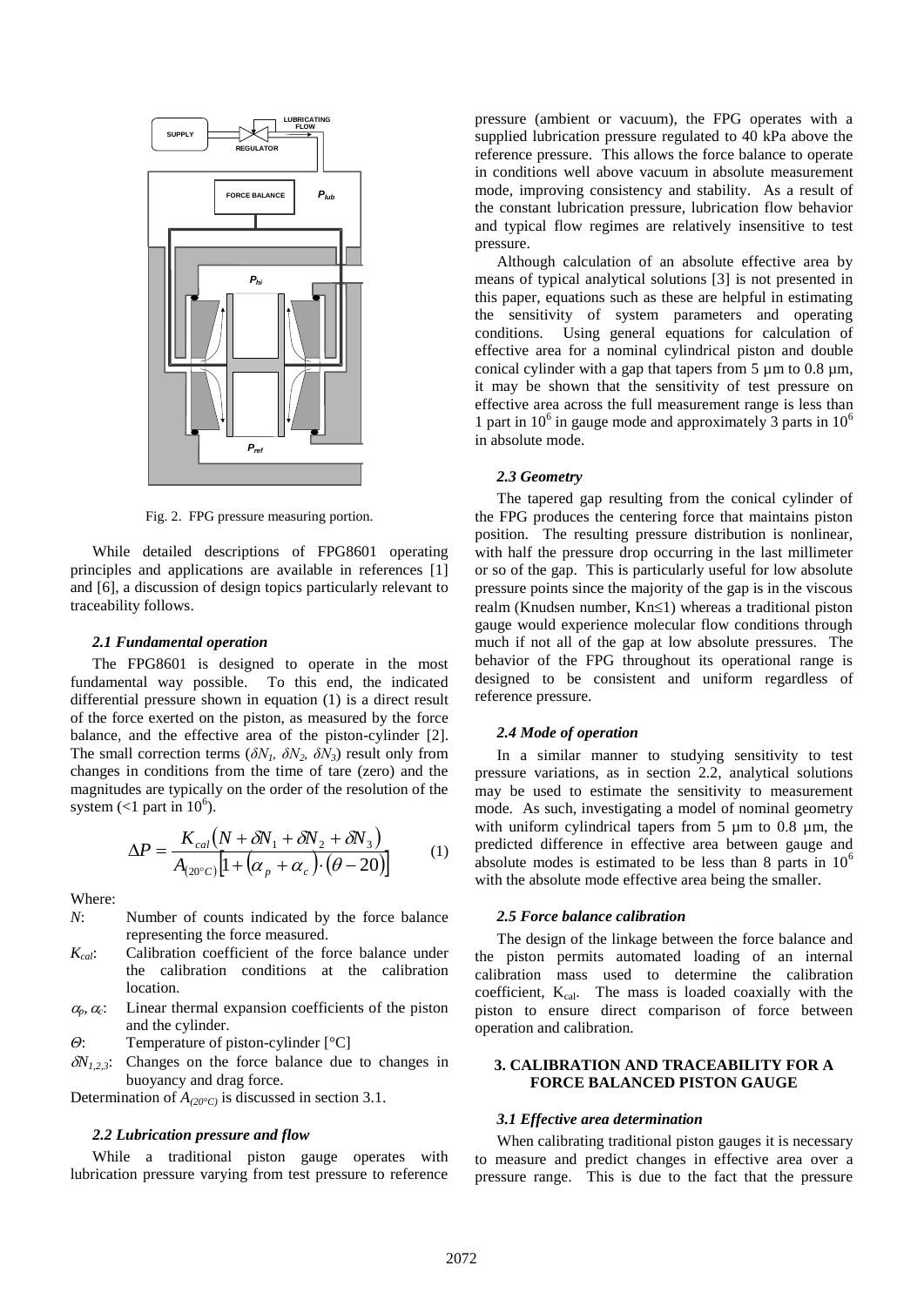Fig. 2. FPG pressure measuring portion.

While detailed descriptions of FPG8601 operating principles and applications are available in references [1] and [6], a discussion of design topics particularly relevant to traceability follows.

### 2.1 Fundamental operation

The FPG8601 is designed to operate in the most fundamental way possible. To this end, the indicated differential pressure shown in equation (1) is a direct result of the force exerted on the piston, as measured by the force balance, and the effective area of the piston-cylinder [2]. The small correction terms ($\delta N_1$, $\delta N_2$, $\delta N_3$) result only from changes in conditions from the time of tare (zero) and the magnitudes are typically on the order of the resolution of the system (<1 part in $10^6$).

$$\Delta P = \frac{K_{cal}\left(N + \delta N_1 + \delta N_2 + \delta N_3\right)}{A_{(20°C)}\left[1 + \left(\alpha_p + \alpha_c\right)\cdot\left(\theta - 20\right)\right]} \tag{1}$$

Where:

- $N$: Number of counts indicated by the force balance representing the force measured.
- $K_{cal}$: Calibration coefficient of the force balance under the calibration conditions at the calibration location.
- $\alpha_p, \alpha_c$: Linear thermal expansion coefficients of the piston and the cylinder.
- $\Theta$: Temperature of piston-cylinder [°C]
- $\delta N_{1,2,3}$: Changes on the force balance due to changes in buoyancy and drag force.

Determination of $A_{(20°C)}$ is discussed in section 3.1.

### 2.2 Lubrication pressure and flow

While a traditional piston gauge operates with lubrication pressure varying from test pressure to reference pressure (ambient or vacuum), the FPG operates with a supplied lubrication pressure regulated to 40 kPa above the reference pressure. This allows the force balance to operate in conditions well above vacuum in absolute measurement mode, improving consistency and stability. As a result of the constant lubrication pressure, lubrication flow behavior and typical flow regimes are relatively insensitive to test pressure.

Although calculation of an absolute effective area by means of typical analytical solutions [3] is not presented in this paper, equations such as these are helpful in estimating the sensitivity of system parameters and operating conditions. Using general equations for calculation of effective area for a nominal cylindrical piston and double conical cylinder with a gap that tapers from 5 µm to 0.8 µm, it may be shown that the sensitivity of test pressure on effective area across the full measurement range is less than 1 part in $10^6$ in gauge mode and approximately 3 parts in $10^6$ in absolute mode.

### 2.3 Geometry

The tapered gap resulting from the conical cylinder of the FPG produces the centering force that maintains piston position. The resulting pressure distribution is nonlinear, with half the pressure drop occurring in the last millimeter or so of the gap. This is particularly useful for low absolute pressure points since the majority of the gap is in the viscous realm (Knudsen number, Kn≤1) whereas a traditional piston gauge would experience molecular flow conditions through much if not all of the gap at low absolute pressures. The behavior of the FPG throughout its operational range is designed to be consistent and uniform regardless of reference pressure.

### 2.4 Mode of operation

In a similar manner to studying sensitivity to test pressure variations, as in section 2.2, analytical solutions may be used to estimate the sensitivity to measurement mode. As such, investigating a model of nominal geometry with uniform cylindrical tapers from 5 µm to 0.8 µm, the predicted difference in effective area between gauge and absolute modes is estimated to be less than 8 parts in $10^6$ with the absolute mode effective area being the smaller.

### 2.5 Force balance calibration

The design of the linkage between the force balance and the piston permits automated loading of an internal calibration mass used to determine the calibration coefficient, $K_{cal}$. The mass is loaded coaxially with the piston to ensure direct comparison of force between operation and calibration.

## 3. CALIBRATION AND TRACEABILITY FOR A FORCE BALANCED PISTON GAUGE

### 3.1 Effective area determination

When calibrating traditional piston gauges it is necessary to measure and predict changes in effective area over a pressure range. This is due to the fact that the pressure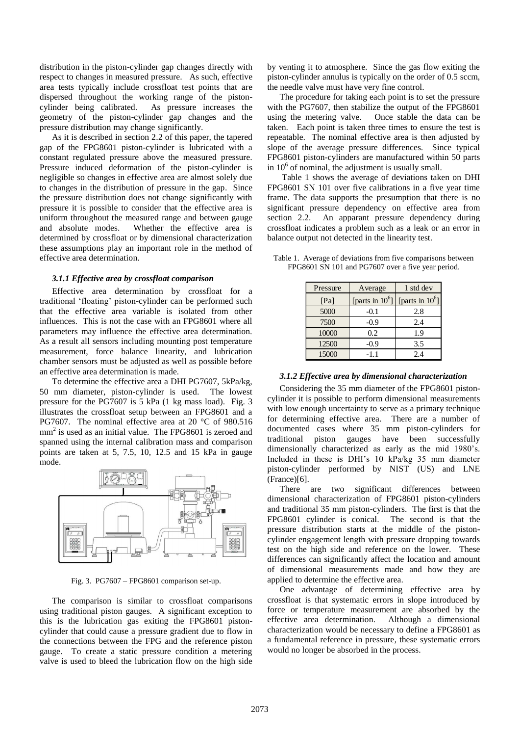distribution in the piston-cylinder gap changes directly with respect to changes in measured pressure. As such, effective area tests typically include crossfloat test points that are dispersed throughout the working range of the piston-cylinder being calibrated. As pressure increases the geometry of the piston-cylinder gap changes and the pressure distribution may change significantly.

As it is described in section 2.2 of this paper, the tapered gap of the FPG8601 piston-cylinder is lubricated with a constant regulated pressure above the measured pressure. Pressure induced deformation of the piston-cylinder is negligible so changes in effective area are almost solely due to changes in the distribution of pressure in the gap. Since the pressure distribution does not change significantly with pressure it is possible to consider that the effective area is uniform throughout the measured range and between gauge and absolute modes. Whether the effective area is determined by crossfloat or by dimensional characterization these assumptions play an important role in the method of effective area determination.

### *3.1.1 Effective area by crossfloat comparison*

Effective area determination by crossfloat for a traditional 'floating' piston-cylinder can be performed such that the effective area variable is isolated from other influences. This is not the case with an FPG8601 where all parameters may influence the effective area determination. As a result all sensors including mounting post temperature measurement, force balance linearity, and lubrication chamber sensors must be adjusted as well as possible before an effective area determination is made.

To determine the effective area a DHI PG7607, 5kPa/kg, 50 mm diameter, piston-cylinder is used. The lowest pressure for the PG7607 is 5 kPa (1 kg mass load). Fig. 3 illustrates the crossfloat setup between an FPG8601 and a PG7607. The nominal effective area at 20 °C of 980.516 mm$^2$ is used as an initial value. The FPG8601 is zeroed and spanned using the internal calibration mass and comparison points are taken at 5, 7.5, 10, 12.5 and 15 kPa in gauge mode.

Fig. 3. PG7607 – FPG8601 comparison set-up.

The comparison is similar to crossfloat comparisons using traditional piston gauges. A significant exception to this is the lubrication gas exiting the FPG8601 piston-cylinder that could cause a pressure gradient due to flow in the connections between the FPG and the reference piston gauge. To create a static pressure condition a metering valve is used to bleed the lubrication flow on the high side by venting it to atmosphere. Since the gas flow exiting the piston-cylinder annulus is typically on the order of 0.5 sccm, the needle valve must have very fine control.

The procedure for taking each point is to set the pressure with the PG7607, then stabilize the output of the FPG8601 using the metering valve. Once stable the data can be taken. Each point is taken three times to ensure the test is repeatable. The nominal effective area is then adjusted by slope of the average pressure differences. Since typical FPG8601 piston-cylinders are manufactured within 50 parts in $10^6$ of nominal, the adjustment is usually small.

Table 1 shows the average of deviations taken on DHI FPG8601 SN 101 over five calibrations in a five year time frame. The data supports the presumption that there is no significant pressure dependency on effective area from section 2.2. An apparent pressure dependency during crossfloat indicates a problem such as a leak or an error in balance output not detected in the linearity test.

Table 1. Average of deviations from five comparisons between FPG8601 SN 101 and PG7607 over a five year period.

| Pressure | Average | 1 std dev |
|---|---|---|
| [Pa] | [parts in $10^6$] | [parts in $10^6$] |
| 5000 | -0.1 | 2.8 |
| 7500 | -0.9 | 2.4 |
| 10000 | 0.2 | 1.9 |
| 12500 | -0.9 | 3.5 |
| 15000 | -1.1 | 2.4 |

### *3.1.2 Effective area by dimensional characterization*

Considering the 35 mm diameter of the FPG8601 piston-cylinder it is possible to perform dimensional measurements with low enough uncertainty to serve as a primary technique for determining effective area. There are a number of documented cases where 35 mm piston-cylinders for traditional piston gauges have been successfully dimensionally characterized as early as the mid 1980's. Included in these is DHI's 10 kPa/kg 35 mm diameter piston-cylinder performed by NIST (US) and LNE (France)[6].

There are two significant differences between dimensional characterization of FPG8601 piston-cylinders and traditional 35 mm piston-cylinders. The first is that the FPG8601 cylinder is conical. The second is that the pressure distribution starts at the middle of the piston-cylinder engagement length with pressure dropping towards test on the high side and reference on the lower. These differences can significantly affect the location and amount of dimensional measurements made and how they are applied to determine the effective area.

One advantage of determining effective area by crossfloat is that systematic errors in slope introduced by force or temperature measurement are absorbed by the effective area determination. Although a dimensional characterization would be necessary to define a FPG8601 as a fundamental reference in pressure, these systematic errors would no longer be absorbed in the process.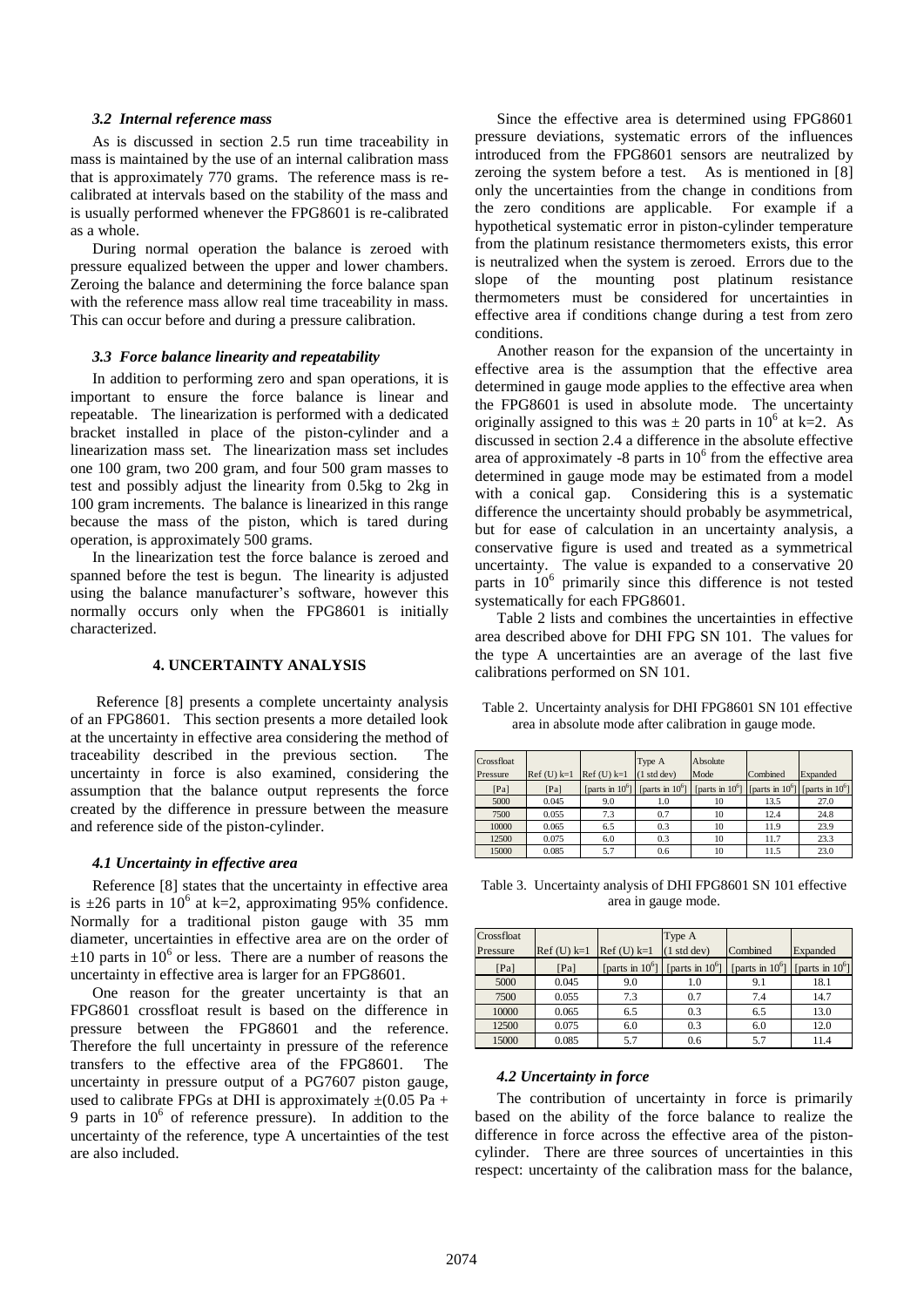### 3.2 Internal reference mass

As is discussed in section 2.5 run time traceability in mass is maintained by the use of an internal calibration mass that is approximately 770 grams. The reference mass is re-calibrated at intervals based on the stability of the mass and is usually performed whenever the FPG8601 is re-calibrated as a whole.

During normal operation the balance is zeroed with pressure equalized between the upper and lower chambers. Zeroing the balance and determining the force balance span with the reference mass allow real time traceability in mass. This can occur before and during a pressure calibration.

### 3.3 Force balance linearity and repeatability

In addition to performing zero and span operations, it is important to ensure the force balance is linear and repeatable. The linearization is performed with a dedicated bracket installed in place of the piston-cylinder and a linearization mass set. The linearization mass set includes one 100 gram, two 200 gram, and four 500 gram masses to test and possibly adjust the linearity from 0.5kg to 2kg in 100 gram increments. The balance is linearized in this range because the mass of the piston, which is tared during operation, is approximately 500 grams.

In the linearization test the force balance is zeroed and spanned before the test is begun. The linearity is adjusted using the balance manufacturer's software, however this normally occurs only when the FPG8601 is initially characterized.

## 4. UNCERTAINTY ANALYSIS

Reference [8] presents a complete uncertainty analysis of an FPG8601. This section presents a more detailed look at the uncertainty in effective area considering the method of traceability described in the previous section. The uncertainty in force is also examined, considering the assumption that the balance output represents the force created by the difference in pressure between the measure and reference side of the piston-cylinder.

### 4.1 Uncertainty in effective area

Reference [8] states that the uncertainty in effective area is $\pm 26$ parts in $10^6$ at k=2, approximating 95% confidence. Normally for a traditional piston gauge with 35 mm diameter, uncertainties in effective area are on the order of $\pm 10$ parts in $10^6$ or less. There are a number of reasons the uncertainty in effective area is larger for an FPG8601.

One reason for the greater uncertainty is that an FPG8601 crossfloat result is based on the difference in pressure between the FPG8601 and the reference. Therefore the full uncertainty in pressure of the reference transfers to the effective area of the FPG8601. The uncertainty in pressure output of a PG7607 piston gauge, used to calibrate FPGs at DHI is approximately $\pm$(0.05 Pa + 9 parts in $10^6$ of reference pressure). In addition to the uncertainty of the reference, type A uncertainties of the test are also included.

Since the effective area is determined using FPG8601 pressure deviations, systematic errors of the influences introduced from the FPG8601 sensors are neutralized by zeroing the system before a test. As is mentioned in [8] only the uncertainties from the change in conditions from the zero conditions are applicable. For example if a hypothetical systematic error in piston-cylinder temperature from the platinum resistance thermometers exists, this error is neutralized when the system is zeroed. Errors due to the slope of the mounting post platinum resistance thermometers must be considered for uncertainties in effective area if conditions change during a test from zero conditions.

Another reason for the expansion of the uncertainty in effective area is the assumption that the effective area determined in gauge mode applies to the effective area when the FPG8601 is used in absolute mode. The uncertainty originally assigned to this was $\pm$ 20 parts in $10^6$ at k=2. As discussed in section 2.4 a difference in the absolute effective area of approximately -8 parts in $10^6$ from the effective area determined in gauge mode may be estimated from a model with a conical gap. Considering this is a systematic difference the uncertainty should probably be asymmetrical, but for ease of calculation in an uncertainty analysis, a conservative figure is used and treated as a symmetrical uncertainty. The value is expanded to a conservative 20 parts in $10^6$ primarily since this difference is not tested systematically for each FPG8601.

Table 2 lists and combines the uncertainties in effective area described above for DHI FPG SN 101. The values for the type A uncertainties are an average of the last five calibrations performed on SN 101.

Table 2. Uncertainty analysis for DHI FPG8601 SN 101 effective area in absolute mode after calibration in gauge mode.

| Crossfloat Pressure | Ref (U) k=1 | Ref (U) k=1 | Type A (1 std dev) | Absolute Mode | Combined | Expanded |
|---|---|---|---|---|---|---|
| [Pa] | [Pa] | [parts in $10^6$] | [parts in $10^6$] | [parts in $10^6$] | [parts in $10^6$] | [parts in $10^6$] |
| 5000 | 0.045 | 9.0 | 1.0 | 10 | 13.5 | 27.0 |
| 7500 | 0.055 | 7.3 | 0.7 | 10 | 12.4 | 24.8 |
| 10000 | 0.065 | 6.5 | 0.3 | 10 | 11.9 | 23.9 |
| 12500 | 0.075 | 6.0 | 0.3 | 10 | 11.7 | 23.3 |
| 15000 | 0.085 | 5.7 | 0.6 | 10 | 11.5 | 23.0 |

Table 3. Uncertainty analysis of DHI FPG8601 SN 101 effective area in gauge mode.

| Crossfloat Pressure | Ref (U) k=1 | Ref (U) k=1 | Type A (1 std dev) | Combined | Expanded |
|---|---|---|---|---|---|
| [Pa] | [Pa] | [parts in $10^6$] | [parts in $10^6$] | [parts in $10^6$] | [parts in $10^6$] |
| 5000 | 0.045 | 9.0 | 1.0 | 9.1 | 18.1 |
| 7500 | 0.055 | 7.3 | 0.7 | 7.4 | 14.7 |
| 10000 | 0.065 | 6.5 | 0.3 | 6.5 | 13.0 |
| 12500 | 0.075 | 6.0 | 0.3 | 6.0 | 12.0 |
| 15000 | 0.085 | 5.7 | 0.6 | 5.7 | 11.4 |

### 4.2 Uncertainty in force

The contribution of uncertainty in force is primarily based on the ability of the force balance to realize the difference in force across the effective area of the piston-cylinder. There are three sources of uncertainties in this respect: uncertainty of the calibration mass for the balance,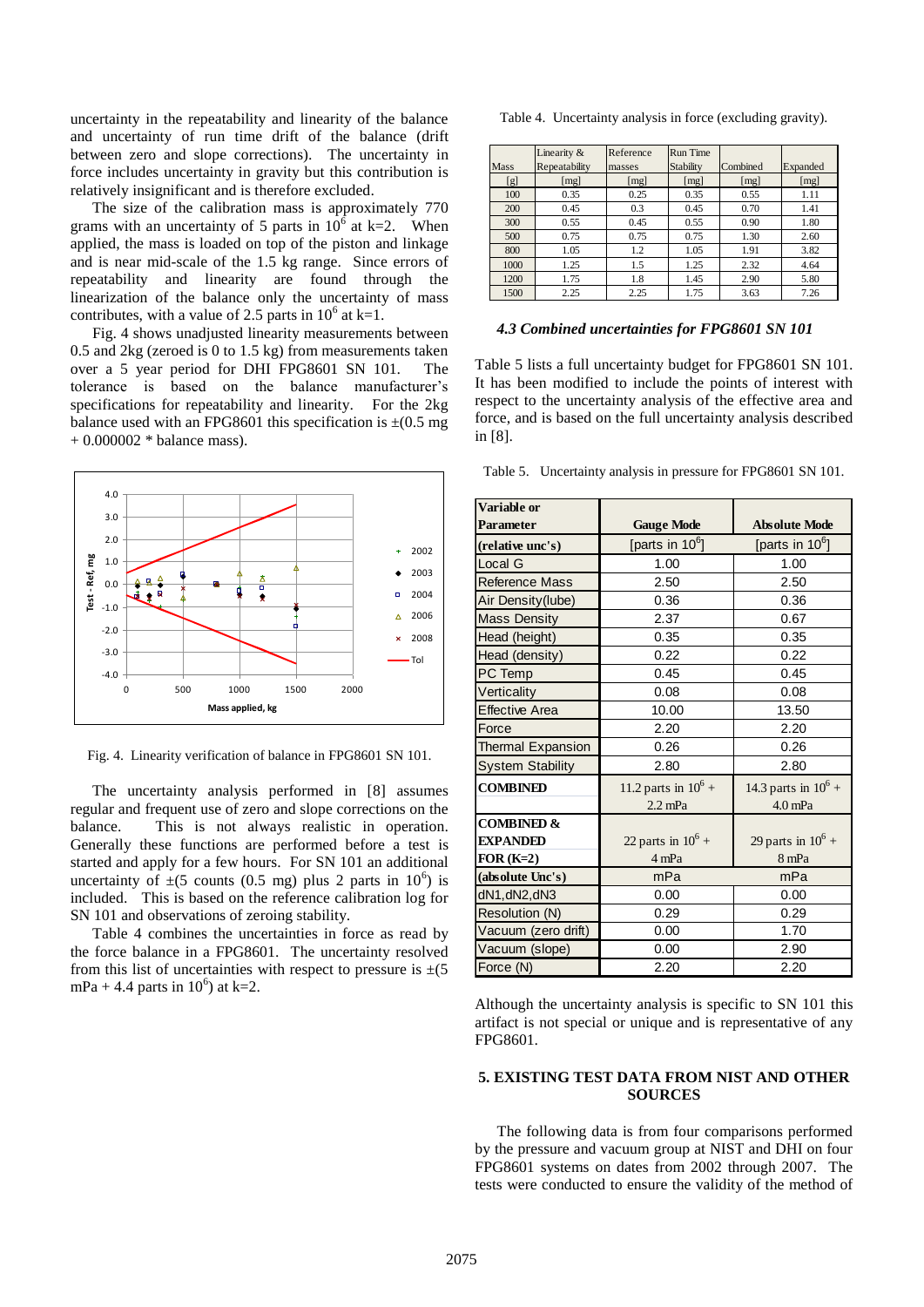uncertainty in the repeatability and linearity of the balance and uncertainty of run time drift of the balance (drift between zero and slope corrections). The uncertainty in force includes uncertainty in gravity but this contribution is relatively insignificant and is therefore excluded.

The size of the calibration mass is approximately 770 grams with an uncertainty of 5 parts in $10^6$ at k=2. When applied, the mass is loaded on top of the piston and linkage and is near mid-scale of the 1.5 kg range. Since errors of repeatability and linearity are found through the linearization of the balance only the uncertainty of mass contributes, with a value of 2.5 parts in $10^6$ at k=1.

Fig. 4 shows unadjusted linearity measurements between 0.5 and 2kg (zeroed is 0 to 1.5 kg) from measurements taken over a 5 year period for DHI FPG8601 SN 101. The tolerance is based on the balance manufacturer's specifications for repeatability and linearity. For the 2kg balance used with an FPG8601 this specification is ±(0.5 mg + 0.000002 * balance mass).

Fig. 4. Linearity verification of balance in FPG8601 SN 101.

The uncertainty analysis performed in [8] assumes regular and frequent use of zero and slope corrections on the balance. This is not always realistic in operation. Generally these functions are performed before a test is started and apply for a few hours. For SN 101 an additional uncertainty of ±(5 counts (0.5 mg) plus 2 parts in $10^6$) is included. This is based on the reference calibration log for SN 101 and observations of zeroing stability.

Table 4 combines the uncertainties in force as read by the force balance in a FPG8601. The uncertainty resolved from this list of uncertainties with respect to pressure is ±(5 mPa + 4.4 parts in $10^6$) at k=2.

Table 4. Uncertainty analysis in force (excluding gravity).

| Mass | Linearity & Repeatability | Reference masses | Run Time Stability | Combined | Expanded |
|---|---|---|---|---|---|
| [g] | [mg] | [mg] | [mg] | [mg] | [mg] |
| 100 | 0.35 | 0.25 | 0.35 | 0.55 | 1.11 |
| 200 | 0.45 | 0.3 | 0.45 | 0.70 | 1.41 |
| 300 | 0.55 | 0.45 | 0.55 | 0.90 | 1.80 |
| 500 | 0.75 | 0.75 | 0.75 | 1.30 | 2.60 |
| 800 | 1.05 | 1.2 | 1.05 | 1.91 | 3.82 |
| 1000 | 1.25 | 1.5 | 1.25 | 2.32 | 4.64 |
| 1200 | 1.75 | 1.8 | 1.45 | 2.90 | 5.80 |
| 1500 | 2.25 | 2.25 | 1.75 | 3.63 | 7.26 |

### *4.3 Combined uncertainties for FPG8601 SN 101*

Table 5 lists a full uncertainty budget for FPG8601 SN 101. It has been modified to include the points of interest with respect to the uncertainty analysis of the effective area and force, and is based on the full uncertainty analysis described in [8].

Table 5. Uncertainty analysis in pressure for FPG8601 SN 101.

| Variable or Parameter | Gauge Mode | Absolute Mode |
|---|---|---|
| **(relative unc's)** | [parts in $10^6$] | [parts in $10^6$] |
| Local G | 1.00 | 1.00 |
| Reference Mass | 2.50 | 2.50 |
| Air Density(lube) | 0.36 | 0.36 |
| Mass Density | 2.37 | 0.67 |
| Head (height) | 0.35 | 0.35 |
| Head (density) | 0.22 | 0.22 |
| PC Temp | 0.45 | 0.45 |
| Verticality | 0.08 | 0.08 |
| Effective Area | 10.00 | 13.50 |
| Force | 2.20 | 2.20 |
| Thermal Expansion | 0.26 | 0.26 |
| System Stability | 2.80 | 2.80 |
| **COMBINED** | 11.2 parts in $10^6$ + 2.2 mPa | 14.3 parts in $10^6$ + 4.0 mPa |
| **COMBINED & EXPANDED FOR (K=2)** | 22 parts in $10^6$ + 4 mPa | 29 parts in $10^6$ + 8 mPa |
| **(absolute Unc's)** | mPa | mPa |
| dN1,dN2,dN3 | 0.00 | 0.00 |
| Resolution (N) | 0.29 | 0.29 |
| Vacuum (zero drift) | 0.00 | 1.70 |
| Vacuum (slope) | 0.00 | 2.90 |
| Force (N) | 2.20 | 2.20 |

Although the uncertainty analysis is specific to SN 101 this artifact is not special or unique and is representative of any FPG8601.

## 5. EXISTING TEST DATA FROM NIST AND OTHER SOURCES

The following data is from four comparisons performed by the pressure and vacuum group at NIST and DHI on four FPG8601 systems on dates from 2002 through 2007. The tests were conducted to ensure the validity of the method of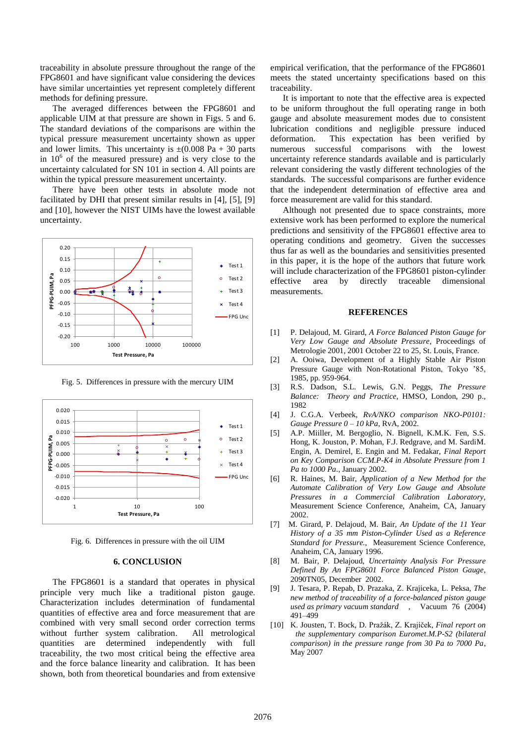traceability in absolute pressure throughout the range of the FPG8601 and have significant value considering the devices have similar uncertainties yet represent completely different methods for defining pressure.

The averaged differences between the FPG8601 and applicable UIM at that pressure are shown in Figs. 5 and 6. The standard deviations of the comparisons are within the typical pressure measurement uncertainty shown as upper and lower limits. This uncertainty is ±(0.008 Pa + 30 parts in $10^6$ of the measured pressure) and is very close to the uncertainty calculated for SN 101 in section 4. All points are within the typical pressure measurement uncertainty.

There have been other tests in absolute mode not facilitated by DHI that present similar results in [4], [5], [9] and [10], however the NIST UIMs have the lowest available uncertainty.

0.20
0.15
0.10
0.05
0.00
-0.05
-0.10
-0.15
-0.20
PFPG-PUIM, Pa
100
1000
10000
100000
Test Pressure, Pa
Test 1
Test 2
Test 3
Test 4
FPG Unc

Fig. 5. Differences in pressure with the mercury UIM

0.020
0.015
0.010
0.005
0.000
-0.005
-0.010
-0.015
-0.020
PFPG-PUIM, Pa
1
10
100
Test Pressure, Pa
Test 1
Test 2
Test 3
Test 4
FPG Unc

Fig. 6. Differences in pressure with the oil UIM

## 6. CONCLUSION

The FPG8601 is a standard that operates in physical principle very much like a traditional piston gauge. Characterization includes determination of fundamental quantities of effective area and force measurement that are combined with very small second order correction terms without further system calibration. All metrological quantities are determined independently with full traceability, the two most critical being the effective area and the force balance linearity and calibration. It has been shown, both from theoretical boundaries and from extensive empirical verification, that the performance of the FPG8601 meets the stated uncertainty specifications based on this traceability.

It is important to note that the effective area is expected to be uniform throughout the full operating range in both gauge and absolute measurement modes due to consistent lubrication conditions and negligible pressure induced deformation. This expectation has been verified by numerous successful comparisons with the lowest uncertainty reference standards available and is particularly relevant considering the vastly different technologies of the standards. The successful comparisons are further evidence that the independent determination of effective area and force measurement are valid for this standard.

Although not presented due to space constraints, more extensive work has been performed to explore the numerical predictions and sensitivity of the FPG8601 effective area to operating conditions and geometry. Given the successes thus far as well as the boundaries and sensitivities presented in this paper, it is the hope of the authors that future work will include characterization of the FPG8601 piston-cylinder effective area by directly traceable dimensional measurements.

## REFERENCES

[1] P. Delajoud, M. Girard, *A Force Balanced Piston Gauge for Very Low Gauge and Absolute Pressure*, Proceedings of Metrologie 2001, 2001 October 22 to 25, St. Louis, France.

[2] A. Ooiwa, Development of a Highly Stable Air Piston Pressure Gauge with Non-Rotational Piston, Tokyo '85, 1985, pp. 959-964.

[3] R.S. Dadson, S.L. Lewis, G.N. Peggs, *The Pressure Balance: Theory and Practice*, HMSO, London, 290 p., 1982

[4] J. C.G.A. Verbeek, *RvA/NKO comparison NKO-P0101: Gauge Pressure 0 – 10 kPa*, RvA, 2002.

[5] A.P. Miiller, M. Bergoglio, N. Bignell, K.M.K. Fen, S.S. Hong, K. Jouston, P. Mohan, F.J. Redgrave, and M. SardiM. Engin, A. Demirel, E. Engin and M. Fedakar, *Final Report on Key Comparison CCM.P-K4 in Absolute Pressure from 1 Pa to 1000 Pa*., January 2002.

[6] R. Haines, M. Bair, *Application of a New Method for the Automate Calibration of Very Low Gauge and Absolute Pressures in a Commercial Calibration Laboratory*, Measurement Science Conference, Anaheim, CA, January 2002.

[7] M. Girard, P. Delajoud, M. Bair, *An Update of the 11 Year History of a 35 mm Piston-Cylinder Used as a Reference Standard for Pressure.*, Measurement Science Conference, Anaheim, CA, January 1996.

[8] M. Bair, P. Delajoud, *Uncertainty Analysis For Pressure Defined By An FPG8601 Force Balanced Piston Gauge*, 2090TN05, December 2002.

[9] J. Tesara, P. Repab, D. Prazaka, Z. Krajiceka, L. Peksa, *The new method of traceability of a force-balanced piston gauge used as primary vacuum standard* , Vacuum 76 (2004) 491–499

[10] K. Jousten, T. Bock, D. Pražák, Z. Krajíček, *Final report on the supplementary comparison Euromet.M.P-S2 (bilateral comparison) in the pressure range from 30 Pa to 7000 Pa*, May 2007